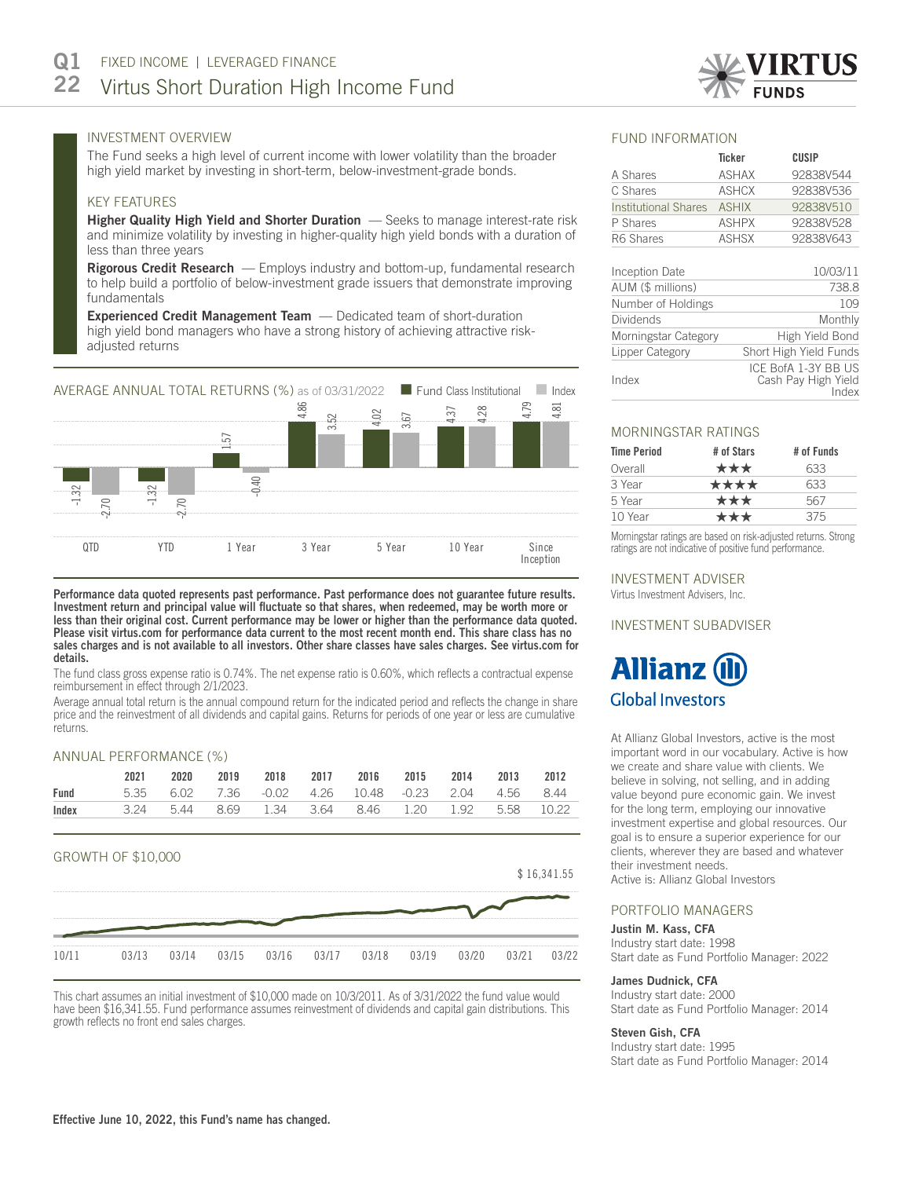# Q1 22 FIXED INCOME | LEVERAGED FINANCE

# Virtus Short Duration High Income Fund

## INVESTMENT OVERVIEW

The Fund seeks a high level of current income with lower volatility than the broader high yield market by investing in short-term, below-investment-grade bonds.

## KEY FEATURES

**Higher Quality High Yield and Shorter Duration** — Seeks to manage interest-rate risk and minimize volatility by investing in higher-quality high yield bonds with a duration of less than three years

**Rigorous Credit Research** — Employs industry and bottom-up, fundamental research to help build a portfolio of below-investment grade issuers that demonstrate improving fundamentals

**Experienced Credit Management Team** — Dedicated team of short-duration high yield bond managers who have a strong history of achieving attractive risk-adjusted returns

## AVERAGE ANNUAL TOTAL RETURNS (%) as of 03/31/2022

| | QTD | YTD | 1 Year | 3 Year | 5 Year | 10 Year | Since Inception |
|---|---|---|---|---|---|---|---|
| Fund Class Institutional | -1.32 | -1.32 | 1.57 | 4.86 | 4.02 | 4.37 | 4.79 |
| Index | -2.70 | -2.70 | -0.40 | 3.52 | 3.67 | 4.28 | 4.81 |

**Performance data quoted represents past performance. Past performance does not guarantee future results. Investment return and principal value will fluctuate so that shares, when redeemed, may be worth more or less than their original cost. Current performance may be lower or higher than the performance data quoted. Please visit virtus.com for performance data current to the most recent month end. This share class has no sales charges and is not available to all investors. Other share classes have sales charges. See virtus.com for details.**

The fund class gross expense ratio is 0.74%. The net expense ratio is 0.60%, which reflects a contractual expense reimbursement in effect through 2/1/2023.

Average annual total return is the annual compound return for the indicated period and reflects the change in share price and the reinvestment of all dividends and capital gains. Returns for periods of one year or less are cumulative returns.

## ANNUAL PERFORMANCE (%)

| | 2021 | 2020 | 2019 | 2018 | 2017 | 2016 | 2015 | 2014 | 2013 | 2012 |
|---|---|---|---|---|---|---|---|---|---|---|
| **Fund** | 5.35 | 6.02 | 7.36 | -0.02 | 4.26 | 10.48 | -0.23 | 2.04 | 4.56 | 8.44 |
| **Index** | 3.24 | 5.44 | 8.69 | 1.34 | 3.64 | 8.46 | 1.20 | 1.92 | 5.58 | 10.22 |

## GROWTH OF $10,000

$ 16,341.55

10/11 03/13 03/14 03/15 03/16 03/17 03/18 03/19 03/20 03/21 03/22

This chart assumes an initial investment of $10,000 made on 10/3/2011. As of 3/31/2022 the fund value would have been $16,341.55. Fund performance assumes reinvestment of dividends and capital gain distributions. This growth reflects no front end sales charges.

**Effective June 10, 2022, this Fund's name has changed.**

## FUND INFORMATION

| | Ticker | CUSIP |
|---|---|---|
| A Shares | ASHAX | 92838V544 |
| C Shares | ASHCX | 92838V536 |
| Institutional Shares | ASHIX | 92838V510 |
| P Shares | ASHPX | 92838V528 |
| R6 Shares | ASHSX | 92838V643 |

| | |
|---|---|
| Inception Date | 10/03/11 |
| AUM ($ millions) | 738.8 |
| Number of Holdings | 109 |
| Dividends | Monthly |
| Morningstar Category | High Yield Bond |
| Lipper Category | Short High Yield Funds |
| Index | ICE BofA 1-3Y BB US Cash Pay High Yield Index |

## MORNINGSTAR RATINGS

| Time Period | # of Stars | # of Funds |
|---|---|---|
| Overall | ★★★ | 633 |
| 3 Year | ★★★★ | 633 |
| 5 Year | ★★★ | 567 |
| 10 Year | ★★★ | 375 |

Morningstar ratings are based on risk-adjusted returns. Strong ratings are not indicative of positive fund performance.

## INVESTMENT ADVISER

Virtus Investment Advisers, Inc.

## INVESTMENT SUBADVISER

Allianz Global Investors

At Allianz Global Investors, active is the most important word in our vocabulary. Active is how we create and share value with clients. We believe in solving, not selling, and in adding value beyond pure economic gain. We invest for the long term, employing our innovative investment expertise and global resources. Our goal is to ensure a superior experience for our clients, wherever they are based and whatever their investment needs.
Active is: Allianz Global Investors

## PORTFOLIO MANAGERS

**Justin M. Kass, CFA**
Industry start date: 1998
Start date as Fund Portfolio Manager: 2022

**James Dudnick, CFA**
Industry start date: 2000
Start date as Fund Portfolio Manager: 2014

**Steven Gish, CFA**
Industry start date: 1995
Start date as Fund Portfolio Manager: 2014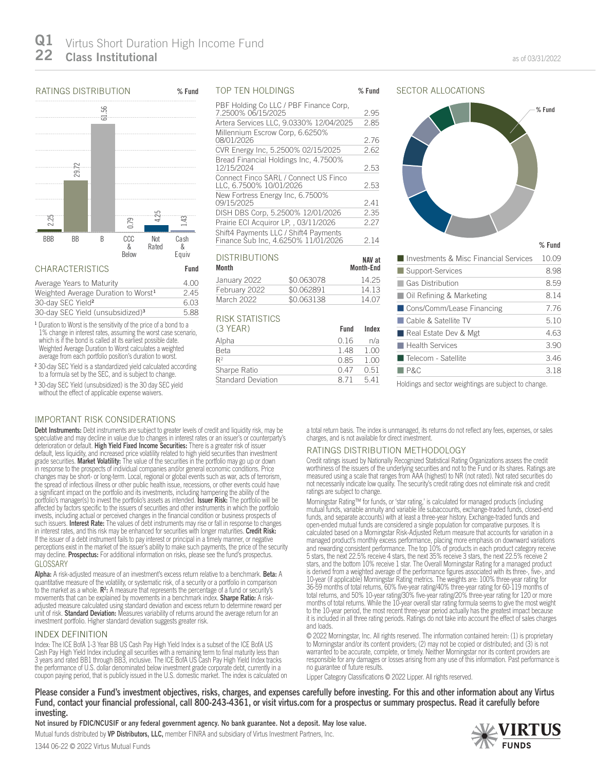# Q1 22 Virtus Short Duration High Income Fund
## Class Institutional

as of 03/31/2022

## RATINGS DISTRIBUTION

% Fund

61.56
29.72
2.25
0.79
4.25
1.43

BBB
BB
B
CCC & Below
Not Rated
Cash & Equiv

## CHARACTERISTICS

| | Fund |
|---|---|
| Average Years to Maturity | 4.00 |
| Weighted Average Duration to Worst[1] | 2.45 |
| 30-day SEC Yield[2] | 6.03 |
| 30-day SEC Yield (unsubsidized)[3] | 5.88 |

[1] Duration to Worst is the sensitivity of the price of a bond to a 1% change in interest rates, assuming the worst case scenario, which is if the bond is called at its earliest possible date. Weighted Average Duration to Worst calculates a weighted average from each portfolio position's duration to worst.

[2] 30-day SEC Yield is a standardized yield calculated according to a formula set by the SEC, and is subject to change.

[3] 30-day SEC Yield (unsubsidized) is the 30 day SEC yield without the effect of applicable expense waivers.

## TOP TEN HOLDINGS

| | % Fund |
|---|---|
| PBF Holding Co LLC / PBF Finance Corp, 7.2500% 06/15/2025 | 2.95 |
| Artera Services LLC, 9.0330% 12/04/2025 | 2.85 |
| Millennium Escrow Corp, 6.6250% 08/01/2026 | 2.76 |
| CVR Energy Inc, 5.2500% 02/15/2025 | 2.62 |
| Bread Financial Holdings Inc, 4.7500% 12/15/2024 | 2.53 |
| Connect Finco SARL / Connect US Finco LLC, 6.7500% 10/01/2026 | 2.53 |
| New Fortress Energy Inc, 6.7500% 09/15/2025 | 2.41 |
| DISH DBS Corp, 5.2500% 12/01/2026 | 2.35 |
| Prairie ECI Acquiror LP, , 03/11/2026 | 2.27 |
| Shift4 Payments LLC / Shift4 Payments Finance Sub Inc, 4.6250% 11/01/2026 | 2.14 |

## DISTRIBUTIONS

| Month | | NAV at Month-End |
|---|---|---|
| January 2022 | $0.063078 | 14.25 |
| February 2022 | $0.062891 | 14.13 |
| March 2022 | $0.063138 | 14.07 |

## RISK STATISTICS (3 YEAR)

| | Fund | Index |
|---|---|---|
| Alpha | 0.16 | n/a |
| Beta | 1.48 | 1.00 |
| $R^2$ | 0.85 | 1.00 |
| Sharpe Ratio | 0.47 | 0.51 |
| Standard Deviation | 8.71 | 5.41 |

## SECTOR ALLOCATIONS

| | % Fund |
|---|---|
| Investments & Misc Financial Services | 10.09 |
| Support-Services | 8.98 |
| Gas Distribution | 8.59 |
| Oil Refining & Marketing | 8.14 |
| Cons/Comm/Lease Financing | 7.76 |
| Cable & Satellite TV | 5.10 |
| Real Estate Dev & Mgt | 4.63 |
| Health Services | 3.90 |
| Telecom - Satellite | 3.46 |
| P&C | 3.18 |

Holdings and sector weightings are subject to change.

## IMPORTANT RISK CONSIDERATIONS

**Debt Instruments:** Debt instruments are subject to greater levels of credit and liquidity risk, may be speculative and may decline in value due to changes in interest rates or an issuer's or counterparty's deterioration or default. **High Yield Fixed Income Securities:** There is a greater risk of issuer default, less liquidity, and increased price volatility related to high yield securities than investment grade securities. **Market Volatility:** The value of the securities in the portfolio may go up or down in response to the prospects of individual companies and/or general economic conditions. Price changes may be short- or long-term. Local, regional or global events such as war, acts of terrorism, the spread of infectious illness or other public health issue, recessions, or other events could have a significant impact on the portfolio and its investments, including hampering the ability of the portfolio's manager(s) to invest the portfolio's assets as intended. **Issuer Risk:** The portfolio will be affected by factors specific to the issuers of securities and other instruments in which the portfolio invests, including actual or perceived changes in the financial condition or business prospects of such issuers. **Interest Rate:** The values of debt instruments may rise or fall in response to changes in interest rates, and this risk may be enhanced for securities with longer maturities. **Credit Risk:** If the issuer of a debt instrument fails to pay interest or principal in a timely manner, or negative perceptions exist in the market of the issuer's ability to make such payments, the price of the security may decline. **Prospectus:** For additional information on risks, please see the fund's prospectus.

## GLOSSARY

**Alpha:** A risk-adjusted measure of an investment's excess return relative to a benchmark. **Beta:** A quantitative measure of the volatility, or systematic risk, of a security or a portfolio in comparison to the market as a whole. **$R^2$:** A measure that represents the percentage of a fund or security's movements that can be explained by movements in a benchmark index. **Sharpe Ratio:** A risk-adjusted measure calculated using standard deviation and excess return to determine reward per unit of risk. **Standard Deviation:** Measures variability of returns around the average return for an investment portfolio. Higher standard deviation suggests greater risk.

## INDEX DEFINITION

Index: The ICE BofA 1-3 Year BB US Cash Pay High Yield Index is a subset of the ICE BofA US Cash Pay High Yield Index including all securities with a remaining term to final maturity less than 3 years and rated BB1 through BB3, inclusive. The ICE BofA US Cash Pay High Yield Index tracks the performance of U.S. dollar denominated below investment grade corporate debt, currently in a coupon paying period, that is publicly issued in the U.S. domestic market. The index is calculated on a total return basis. The index is unmanaged, its returns do not reflect any fees, expenses, or sales charges, and is not available for direct investment.

## RATINGS DISTRIBUTION METHODOLOGY

Credit ratings issued by Nationally Recognized Statistical Rating Organizations assess the credit worthiness of the issuers of the underlying securities and not to the Fund or its shares. Ratings are measured using a scale that ranges from AAA (highest) to NR (not rated). Not rated securities do not necessarily indicate low quality. The security's credit rating does not eliminate risk and credit ratings are subject to change.

Morningstar Rating™ for funds, or 'star rating,' is calculated for managed products (including mutual funds, variable annuity and variable life subaccounts, exchange-traded funds, closed-end funds, and separate accounts) with at least a three-year history. Exchange-traded funds and open-ended mutual funds are considered a single population for comparative purposes. It is calculated based on a Morningstar Risk-Adjusted Return measure that accounts for variation in a managed product's monthly excess performance, placing more emphasis on downward variations and rewarding consistent performance. The top 10% of products in each product category receive 5 stars, the next 22.5% receive 4 stars, the next 35% receive 3 stars, the next 22.5% receive 2 stars, and the bottom 10% receive 1 star. The Overall Morningstar Rating for a managed product is derived from a weighted average of the performance figures associated with its three-, five-, and 10-year (if applicable) Morningstar Rating metrics. The weights are: 100% three-year rating for 36-59 months of total returns, 60% five-year rating/40% three-year rating for 60-119 months of total returns, and 50% 10-year rating/30% five-year rating/20% three-year rating for 120 or more months of total returns. While the 10-year overall star rating formula seems to give the most weight to the 10-year period, the most recent three-year period actually has the greatest impact because it is included in all three rating periods. Ratings do not take into account the effect of sales charges and loads.

© 2022 Morningstar, Inc. All rights reserved. The information contained herein: (1) is proprietary to Morningstar and/or its content providers; (2) may not be copied or distributed; and (3) is not warranted to be accurate, complete, or timely. Neither Morningstar nor its content providers are responsible for any damages or losses arising from any use of this information. Past performance is no guarantee of future results.

Lipper Category Classifications © 2022 Lipper. All rights reserved.

**Please consider a Fund's investment objectives, risks, charges, and expenses carefully before investing. For this and other information about any Virtus Fund, contact your financial professional, call 800-243-4361, or visit virtus.com for a prospectus or summary prospectus. Read it carefully before investing.**

**Not insured by FDIC/NCUSIF or any federal government agency. No bank guarantee. Not a deposit. May lose value.**

Mutual funds distributed by **VP Distributors, LLC,** member FINRA and subsidiary of Virtus Investment Partners, Inc.

1344 06-22 © 2022 Virtus Mutual Funds

VIRTUS FUNDS